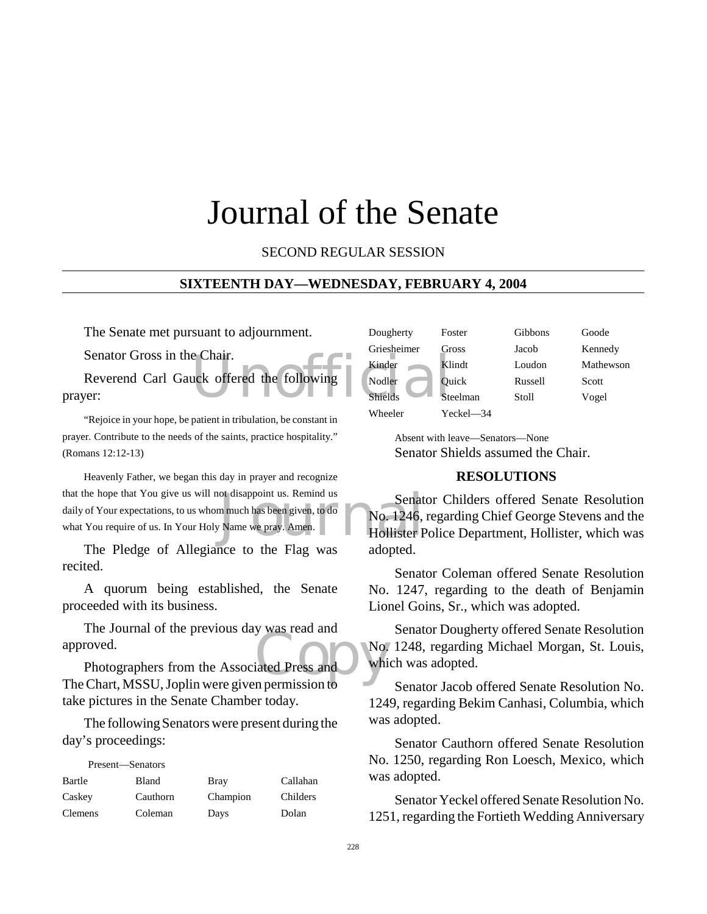# Journal of the Senate

SECOND REGULAR SESSION

## SIXTEENTH DAY—WEDNESDAY, FEBRUARY 4, 2004

The Senate met pursuant to adjournment.

Senator Gross in the Chair.

Reverend Carl Gauck offered the following prayer:

"Rejoice in your hope, be patient in tribulation, be constant in prayer. Contribute to the needs of the saints, practice hospitality." (Romans 12:12-13)

Heavenly Father, we began this day in prayer and recognize that the hope that You give us will not disappoint us. Remind us daily of Your expectations, to us whom much has been given, to do what You require of us. In Your Holy Name we pray. Amen.

The Pledge of Allegiance to the Flag was recited.

A quorum being established, the Senate proceeded with its business.

The Journal of the previous day was read and approved.

Photographers from the Associated Press and The Chart, MSSU, Joplin were given permission to take pictures in the Senate Chamber today.

The following Senators were present during the day's proceedings:

Present—Senators

| | | | |
|---|---|---|---|
| Bartle | Bland | Bray | Callahan |
| Caskey | Cauthorn | Champion | Childers |
| Clemens | Coleman | Days | Dolan |
| Dougherty | Foster | Gibbons | Goode |
| Griesheimer | Gross | Jacob | Kennedy |
| Kinder | Klindt | Loudon | Mathewson |
| Nodler | Quick | Russell | Scott |
| Shields | Steelman | Stoll | Vogel |
| Wheeler | Yeckel—34 | | |

Absent with leave—Senators—None

Senator Shields assumed the Chair.

### RESOLUTIONS

Senator Childers offered Senate Resolution No. 1246, regarding Chief George Stevens and the Hollister Police Department, Hollister, which was adopted.

Senator Coleman offered Senate Resolution No. 1247, regarding to the death of Benjamin Lionel Goins, Sr., which was adopted.

Senator Dougherty offered Senate Resolution No. 1248, regarding Michael Morgan, St. Louis, which was adopted.

Senator Jacob offered Senate Resolution No. 1249, regarding Bekim Canhasi, Columbia, which was adopted.

Senator Cauthorn offered Senate Resolution No. 1250, regarding Ron Loesch, Mexico, which was adopted.

Senator Yeckel offered Senate Resolution No. 1251, regarding the Fortieth Wedding Anniversary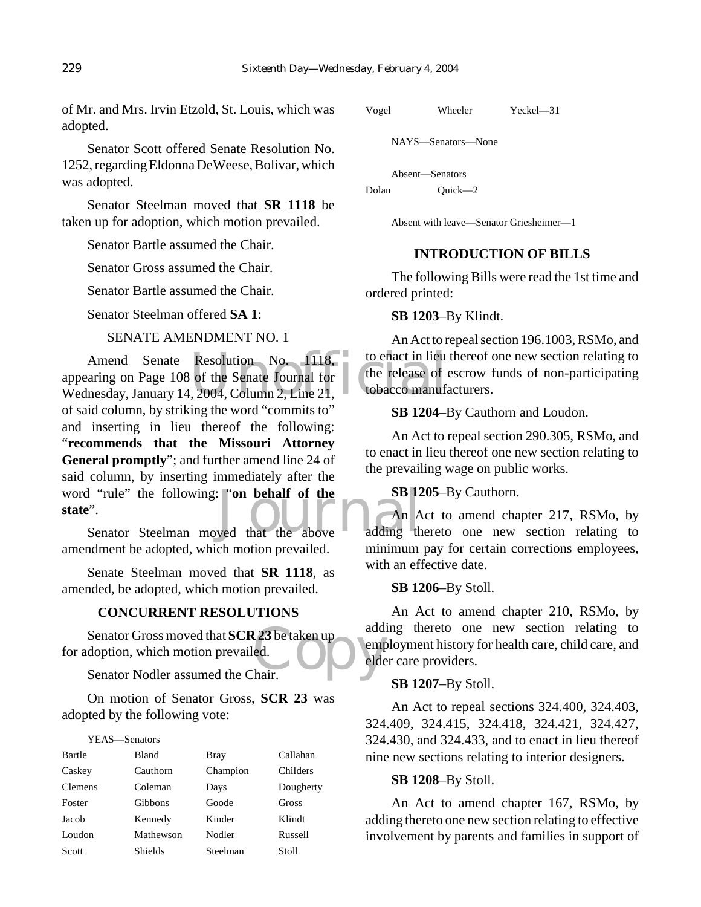of Mr. and Mrs. Irvin Etzold, St. Louis, which was adopted.

Senator Scott offered Senate Resolution No. 1252, regarding Eldonna DeWeese, Bolivar, which was adopted.

Senator Steelman moved that **SR 1118** be taken up for adoption, which motion prevailed.

Senator Bartle assumed the Chair.

Senator Gross assumed the Chair.

Senator Bartle assumed the Chair.

Senator Steelman offered **SA 1**:

SENATE AMENDMENT NO. 1

Amend Senate Resolution No. 1118, appearing on Page 108 of the Senate Journal for Wednesday, January 14, 2004, Column 2, Line 21, of said column, by striking the word "commits to" and inserting in lieu thereof the following: "**recommends that the Missouri Attorney General promptly**"; and further amend line 24 of said column, by inserting immediately after the word "rule" the following: "**on behalf of the state**".

Senator Steelman moved that the above amendment be adopted, which motion prevailed.

Senate Steelman moved that **SR 1118**, as amended, be adopted, which motion prevailed.

## CONCURRENT RESOLUTIONS

Senator Gross moved that **SCR 23** be taken up for adoption, which motion prevailed.

Senator Nodler assumed the Chair.

On motion of Senator Gross, **SCR 23** was adopted by the following vote:

YEAS—Senators

| | | | |
|---|---|---|---|
| Bartle | Bland | Bray | Callahan |
| Caskey | Cauthorn | Champion | Childers |
| Clemens | Coleman | Days | Dougherty |
| Foster | Gibbons | Goode | Gross |
| Jacob | Kennedy | Kinder | Klindt |
| Loudon | Mathewson | Nodler | Russell |
| Scott | Shields | Steelman | Stoll |
| Vogel | Wheeler | Yeckel—31 | |

NAYS—Senators—None

Absent—Senators

| | |
|---|---|
| Dolan | Quick—2 |

Absent with leave—Senator Griesheimer—1

## INTRODUCTION OF BILLS

The following Bills were read the 1st time and ordered printed:

**SB 1203**–By Klindt.

An Act to repeal section 196.1003, RSMo, and to enact in lieu thereof one new section relating to the release of escrow funds of non-participating tobacco manufacturers.

**SB 1204**–By Cauthorn and Loudon.

An Act to repeal section 290.305, RSMo, and to enact in lieu thereof one new section relating to the prevailing wage on public works.

**SB 1205**–By Cauthorn.

An Act to amend chapter 217, RSMo, by adding thereto one new section relating to minimum pay for certain corrections employees, with an effective date.

**SB 1206**–By Stoll.

An Act to amend chapter 210, RSMo, by adding thereto one new section relating to employment history for health care, child care, and elder care providers.

**SB 1207**–By Stoll.

An Act to repeal sections 324.400, 324.403, 324.409, 324.415, 324.418, 324.421, 324.427, 324.430, and 324.433, and to enact in lieu thereof nine new sections relating to interior designers.

**SB 1208**–By Stoll.

An Act to amend chapter 167, RSMo, by adding thereto one new section relating to effective involvement by parents and families in support of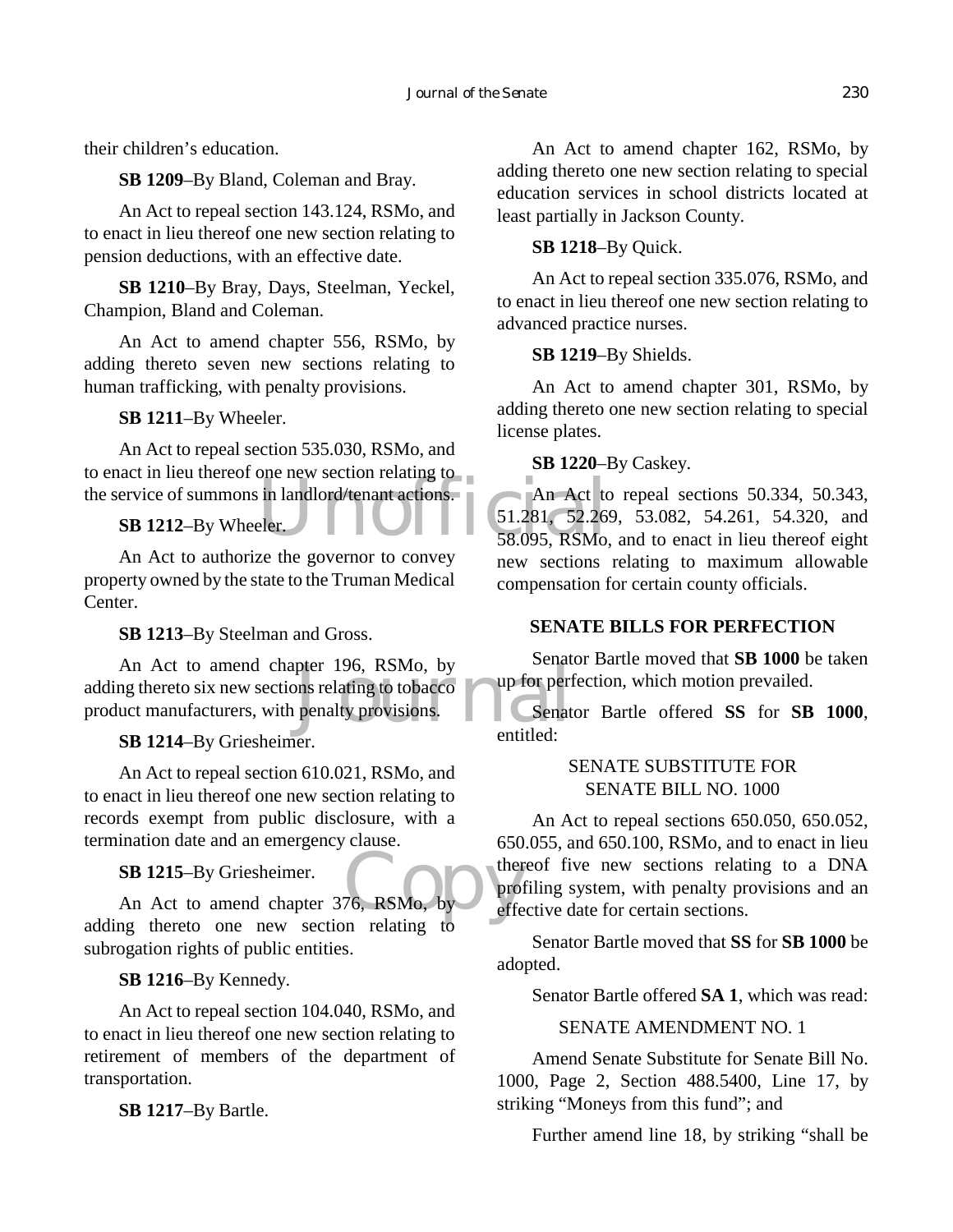their children's education.

**SB 1209**–By Bland, Coleman and Bray.

An Act to repeal section 143.124, RSMo, and to enact in lieu thereof one new section relating to pension deductions, with an effective date.

**SB 1210**–By Bray, Days, Steelman, Yeckel, Champion, Bland and Coleman.

An Act to amend chapter 556, RSMo, by adding thereto seven new sections relating to human trafficking, with penalty provisions.

**SB 1211**–By Wheeler.

An Act to repeal section 535.030, RSMo, and to enact in lieu thereof one new section relating to the service of summons in landlord/tenant actions.

**SB 1212**–By Wheeler.

An Act to authorize the governor to convey property owned by the state to the Truman Medical Center.

**SB 1213**–By Steelman and Gross.

An Act to amend chapter 196, RSMo, by adding thereto six new sections relating to tobacco product manufacturers, with penalty provisions.

**SB 1214**–By Griesheimer.

An Act to repeal section 610.021, RSMo, and to enact in lieu thereof one new section relating to records exempt from public disclosure, with a termination date and an emergency clause.

**SB 1215**–By Griesheimer.

An Act to amend chapter 376, RSMo, by adding thereto one new section relating to subrogation rights of public entities.

**SB 1216**–By Kennedy.

An Act to repeal section 104.040, RSMo, and to enact in lieu thereof one new section relating to retirement of members of the department of transportation.

**SB 1217**–By Bartle.

An Act to amend chapter 162, RSMo, by adding thereto one new section relating to special education services in school districts located at least partially in Jackson County.

**SB 1218**–By Quick.

An Act to repeal section 335.076, RSMo, and to enact in lieu thereof one new section relating to advanced practice nurses.

**SB 1219**–By Shields.

An Act to amend chapter 301, RSMo, by adding thereto one new section relating to special license plates.

**SB 1220**–By Caskey.

An Act to repeal sections 50.334, 50.343, 51.281, 52.269, 53.082, 54.261, 54.320, and 58.095, RSMo, and to enact in lieu thereof eight new sections relating to maximum allowable compensation for certain county officials.

## SENATE BILLS FOR PERFECTION

Senator Bartle moved that **SB 1000** be taken up for perfection, which motion prevailed.

Senator Bartle offered **SS** for **SB 1000**, entitled:

SENATE SUBSTITUTE FOR SENATE BILL NO. 1000

An Act to repeal sections 650.050, 650.052, 650.055, and 650.100, RSMo, and to enact in lieu thereof five new sections relating to a DNA profiling system, with penalty provisions and an effective date for certain sections.

Senator Bartle moved that **SS** for **SB 1000** be adopted.

Senator Bartle offered **SA 1**, which was read:

SENATE AMENDMENT NO. 1

Amend Senate Substitute for Senate Bill No. 1000, Page 2, Section 488.5400, Line 17, by striking "Moneys from this fund"; and

Further amend line 18, by striking "shall be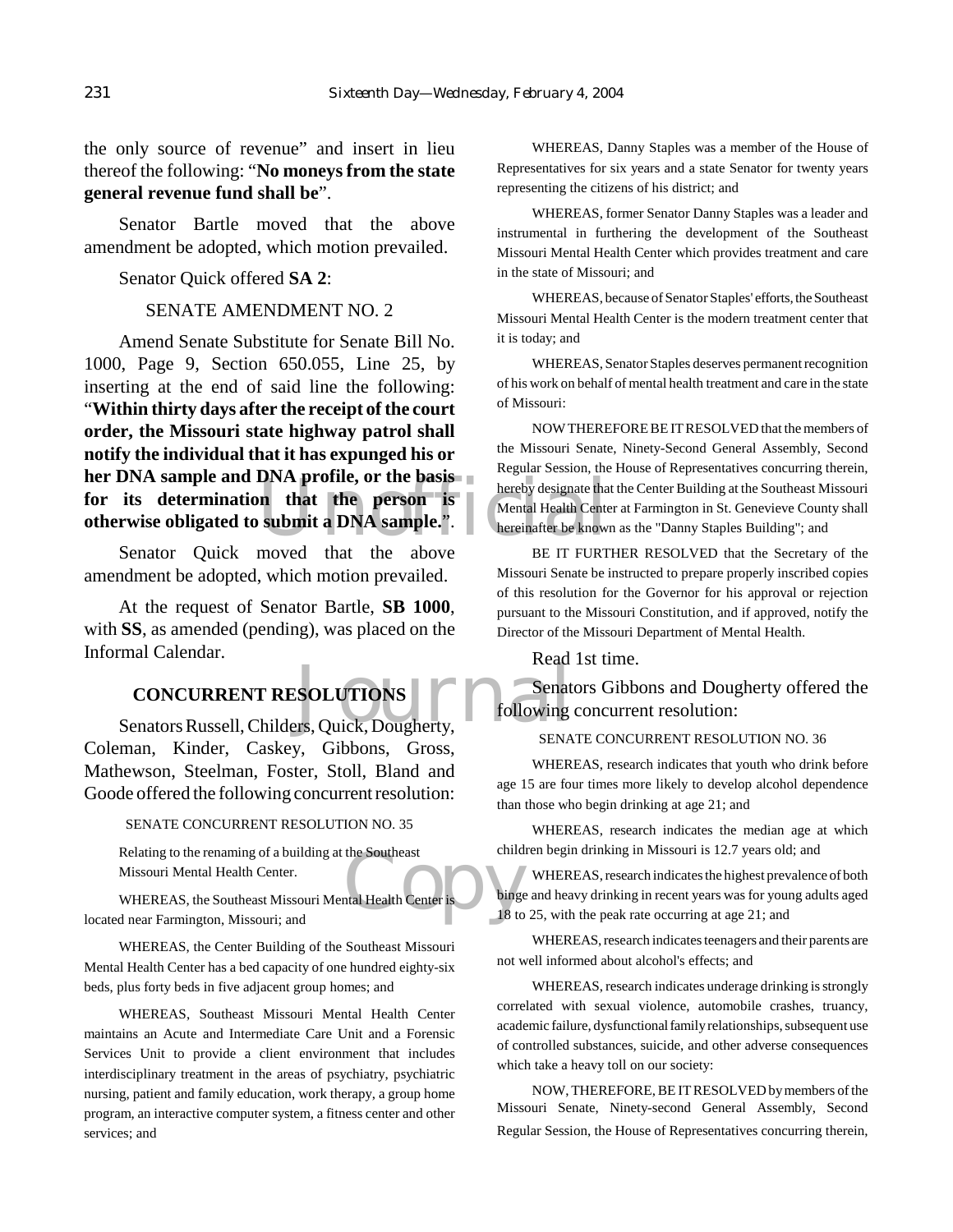the only source of revenue" and insert in lieu thereof the following: "**No moneys from the state general revenue fund shall be**".

Senator Bartle moved that the above amendment be adopted, which motion prevailed.

Senator Quick offered **SA 2**:

SENATE AMENDMENT NO. 2

Amend Senate Substitute for Senate Bill No. 1000, Page 9, Section 650.055, Line 25, by inserting at the end of said line the following: "**Within thirty days after the receipt of the court order, the Missouri state highway patrol shall notify the individual that it has expunged his or her DNA sample and DNA profile, or the basis for its determination that the person is otherwise obligated to submit a DNA sample.**".

Senator Quick moved that the above amendment be adopted, which motion prevailed.

At the request of Senator Bartle, **SB 1000**, with **SS**, as amended (pending), was placed on the Informal Calendar.

## CONCURRENT RESOLUTIONS

Senators Russell, Childers, Quick, Dougherty, Coleman, Kinder, Caskey, Gibbons, Gross, Mathewson, Steelman, Foster, Stoll, Bland and Goode offered the following concurrent resolution:

SENATE CONCURRENT RESOLUTION NO. 35

Relating to the renaming of a building at the Southeast Missouri Mental Health Center.

WHEREAS, the Southeast Missouri Mental Health Center is located near Farmington, Missouri; and

WHEREAS, the Center Building of the Southeast Missouri Mental Health Center has a bed capacity of one hundred eighty-six beds, plus forty beds in five adjacent group homes; and

WHEREAS, Southeast Missouri Mental Health Center maintains an Acute and Intermediate Care Unit and a Forensic Services Unit to provide a client environment that includes interdisciplinary treatment in the areas of psychiatry, psychiatric nursing, patient and family education, work therapy, a group home program, an interactive computer system, a fitness center and other services; and

WHEREAS, Danny Staples was a member of the House of Representatives for six years and a state Senator for twenty years representing the citizens of his district; and

WHEREAS, former Senator Danny Staples was a leader and instrumental in furthering the development of the Southeast Missouri Mental Health Center which provides treatment and care in the state of Missouri; and

WHEREAS, because of Senator Staples' efforts, the Southeast Missouri Mental Health Center is the modern treatment center that it is today; and

WHEREAS, Senator Staples deserves permanent recognition of his work on behalf of mental health treatment and care in the state of Missouri:

NOW THEREFORE BE IT RESOLVED that the members of the Missouri Senate, Ninety-Second General Assembly, Second Regular Session, the House of Representatives concurring therein, hereby designate that the Center Building at the Southeast Missouri Mental Health Center at Farmington in St. Genevieve County shall hereinafter be known as the "Danny Staples Building"; and

BE IT FURTHER RESOLVED that the Secretary of the Missouri Senate be instructed to prepare properly inscribed copies of this resolution for the Governor for his approval or rejection pursuant to the Missouri Constitution, and if approved, notify the Director of the Missouri Department of Mental Health.

Read 1st time.

Senators Gibbons and Dougherty offered the following concurrent resolution:

SENATE CONCURRENT RESOLUTION NO. 36

WHEREAS, research indicates that youth who drink before age 15 are four times more likely to develop alcohol dependence than those who begin drinking at age 21; and

WHEREAS, research indicates the median age at which children begin drinking in Missouri is 12.7 years old; and

WHEREAS, research indicates the highest prevalence of both binge and heavy drinking in recent years was for young adults aged 18 to 25, with the peak rate occurring at age 21; and

WHEREAS, research indicates teenagers and their parents are not well informed about alcohol's effects; and

WHEREAS, research indicates underage drinking is strongly correlated with sexual violence, automobile crashes, truancy, academic failure, dysfunctional family relationships, subsequent use of controlled substances, suicide, and other adverse consequences which take a heavy toll on our society:

NOW, THEREFORE, BE IT RESOLVED by members of the Missouri Senate, Ninety-second General Assembly, Second Regular Session, the House of Representatives concurring therein,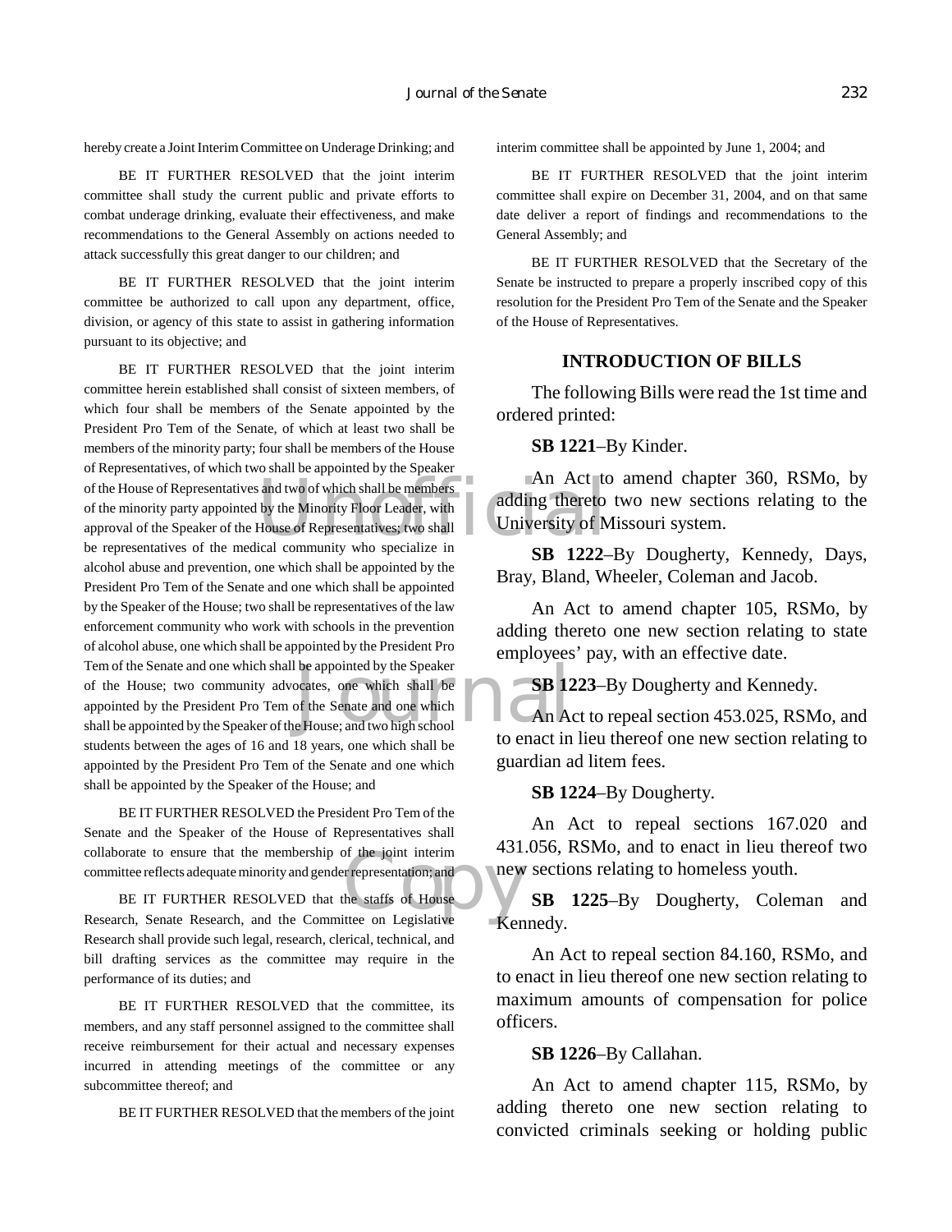hereby create a Joint Interim Committee on Underage Drinking; and

BE IT FURTHER RESOLVED that the joint interim committee shall study the current public and private efforts to combat underage drinking, evaluate their effectiveness, and make recommendations to the General Assembly on actions needed to attack successfully this great danger to our children; and

BE IT FURTHER RESOLVED that the joint interim committee be authorized to call upon any department, office, division, or agency of this state to assist in gathering information pursuant to its objective; and

BE IT FURTHER RESOLVED that the joint interim committee herein established shall consist of sixteen members, of which four shall be members of the Senate appointed by the President Pro Tem of the Senate, of which at least two shall be members of the minority party; four shall be members of the House of Representatives, of which two shall be appointed by the Speaker of the House of Representatives and two of which shall be members of the minority party appointed by the Minority Floor Leader, with approval of the Speaker of the House of Representatives; two shall be representatives of the medical community who specialize in alcohol abuse and prevention, one which shall be appointed by the President Pro Tem of the Senate and one which shall be appointed by the Speaker of the House; two shall be representatives of the law enforcement community who work with schools in the prevention of alcohol abuse, one which shall be appointed by the President Pro Tem of the Senate and one which shall be appointed by the Speaker of the House; two community advocates, one which shall be appointed by the President Pro Tem of the Senate and one which shall be appointed by the Speaker of the House; and two high school students between the ages of 16 and 18 years, one which shall be appointed by the President Pro Tem of the Senate and one which shall be appointed by the Speaker of the House; and

BE IT FURTHER RESOLVED the President Pro Tem of the Senate and the Speaker of the House of Representatives shall collaborate to ensure that the membership of the joint interim committee reflects adequate minority and gender representation; and

BE IT FURTHER RESOLVED that the staffs of House Research, Senate Research, and the Committee on Legislative Research shall provide such legal, research, clerical, technical, and bill drafting services as the committee may require in the performance of its duties; and

BE IT FURTHER RESOLVED that the committee, its members, and any staff personnel assigned to the committee shall receive reimbursement for their actual and necessary expenses incurred in attending meetings of the committee or any subcommittee thereof; and

BE IT FURTHER RESOLVED that the members of the joint interim committee shall be appointed by June 1, 2004; and

BE IT FURTHER RESOLVED that the joint interim committee shall expire on December 31, 2004, and on that same date deliver a report of findings and recommendations to the General Assembly; and

BE IT FURTHER RESOLVED that the Secretary of the Senate be instructed to prepare a properly inscribed copy of this resolution for the President Pro Tem of the Senate and the Speaker of the House of Representatives.

## INTRODUCTION OF BILLS

The following Bills were read the 1st time and ordered printed:

**SB 1221**–By Kinder.

An Act to amend chapter 360, RSMo, by adding thereto two new sections relating to the University of Missouri system.

**SB 1222**–By Dougherty, Kennedy, Days, Bray, Bland, Wheeler, Coleman and Jacob.

An Act to amend chapter 105, RSMo, by adding thereto one new section relating to state employees' pay, with an effective date.

**SB 1223**–By Dougherty and Kennedy.

An Act to repeal section 453.025, RSMo, and to enact in lieu thereof one new section relating to guardian ad litem fees.

**SB 1224**–By Dougherty.

An Act to repeal sections 167.020 and 431.056, RSMo, and to enact in lieu thereof two new sections relating to homeless youth.

**SB 1225**–By Dougherty, Coleman and Kennedy.

An Act to repeal section 84.160, RSMo, and to enact in lieu thereof one new section relating to maximum amounts of compensation for police officers.

**SB 1226**–By Callahan.

An Act to amend chapter 115, RSMo, by adding thereto one new section relating to convicted criminals seeking or holding public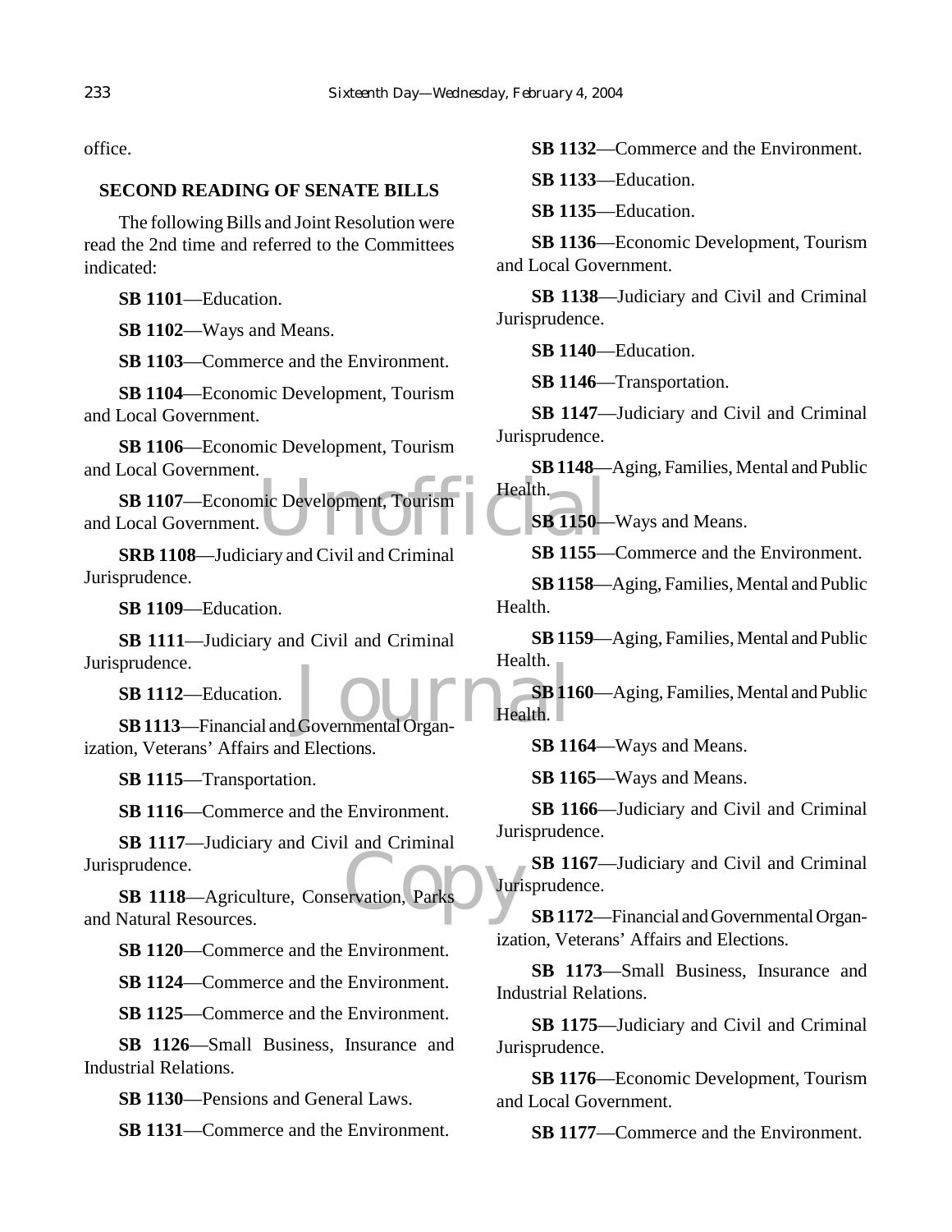office.

**SECOND READING OF SENATE BILLS**

The following Bills and Joint Resolution were read the 2nd time and referred to the Committees indicated:

**SB 1101**—Education.

**SB 1102**—Ways and Means.

**SB 1103**—Commerce and the Environment.

**SB 1104**—Economic Development, Tourism and Local Government.

**SB 1106**—Economic Development, Tourism and Local Government.

**SB 1107**—Economic Development, Tourism and Local Government.

**SRB 1108**—Judiciary and Civil and Criminal Jurisprudence.

**SB 1109**—Education.

**SB 1111**—Judiciary and Civil and Criminal Jurisprudence.

**SB 1112**—Education.

**SB 1113**—Financial and Governmental Organization, Veterans' Affairs and Elections.

**SB 1115**—Transportation.

**SB 1116**—Commerce and the Environment.

**SB 1117**—Judiciary and Civil and Criminal Jurisprudence.

**SB 1118**—Agriculture, Conservation, Parks and Natural Resources.

**SB 1120**—Commerce and the Environment.

**SB 1124**—Commerce and the Environment.

**SB 1125**—Commerce and the Environment.

**SB 1126**—Small Business, Insurance and Industrial Relations.

**SB 1130**—Pensions and General Laws.

**SB 1131**—Commerce and the Environment.

**SB 1132**—Commerce and the Environment.

**SB 1133**—Education.

**SB 1135**—Education.

**SB 1136**—Economic Development, Tourism and Local Government.

**SB 1138**—Judiciary and Civil and Criminal Jurisprudence.

**SB 1140**—Education.

**SB 1146**—Transportation.

**SB 1147**—Judiciary and Civil and Criminal Jurisprudence.

**SB 1148**—Aging, Families, Mental and Public Health.

**SB 1150**—Ways and Means.

**SB 1155**—Commerce and the Environment.

**SB 1158**—Aging, Families, Mental and Public Health.

**SB 1159**—Aging, Families, Mental and Public Health.

**SB 1160**—Aging, Families, Mental and Public Health.

**SB 1164**—Ways and Means.

**SB 1165**—Ways and Means.

**SB 1166**—Judiciary and Civil and Criminal Jurisprudence.

**SB 1167**—Judiciary and Civil and Criminal Jurisprudence.

**SB 1172**—Financial and Governmental Organization, Veterans' Affairs and Elections.

**SB 1173**—Small Business, Insurance and Industrial Relations.

**SB 1175**—Judiciary and Civil and Criminal Jurisprudence.

**SB 1176**—Economic Development, Tourism and Local Government.

**SB 1177**—Commerce and the Environment.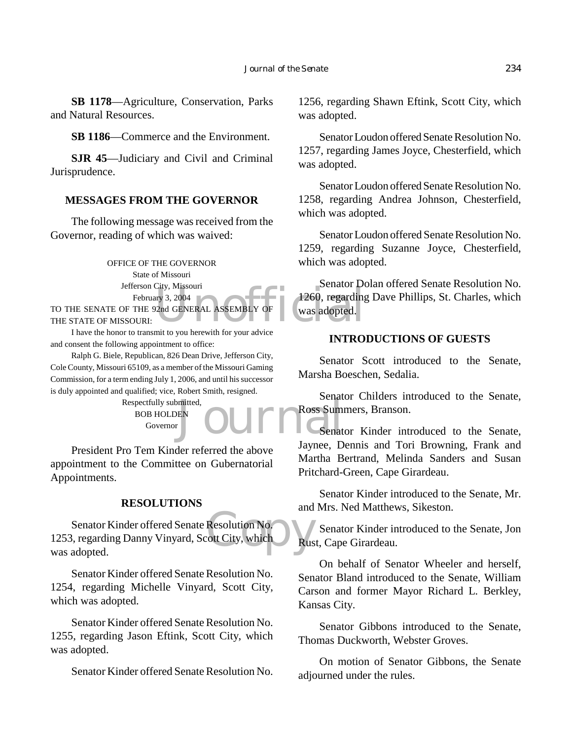**SB 1178**—Agriculture, Conservation, Parks and Natural Resources.

**SB 1186**—Commerce and the Environment.

**SJR 45**—Judiciary and Civil and Criminal Jurisprudence.

## MESSAGES FROM THE GOVERNOR

The following message was received from the Governor, reading of which was waived:

OFFICE OF THE GOVERNOR
State of Missouri
Jefferson City, Missouri
February 3, 2004

TO THE SENATE OF THE 92nd GENERAL ASSEMBLY OF THE STATE OF MISSOURI:

I have the honor to transmit to you herewith for your advice and consent the following appointment to office:

Ralph G. Biele, Republican, 826 Dean Drive, Jefferson City, Cole County, Missouri 65109, as a member of the Missouri Gaming Commission, for a term ending July 1, 2006, and until his successor is duly appointed and qualified; vice, Robert Smith, resigned.

Respectfully submitted,
BOB HOLDEN
Governor

President Pro Tem Kinder referred the above appointment to the Committee on Gubernatorial Appointments.

## RESOLUTIONS

Senator Kinder offered Senate Resolution No. 1253, regarding Danny Vinyard, Scott City, which was adopted.

Senator Kinder offered Senate Resolution No. 1254, regarding Michelle Vinyard, Scott City, which was adopted.

Senator Kinder offered Senate Resolution No. 1255, regarding Jason Eftink, Scott City, which was adopted.

Senator Kinder offered Senate Resolution No. 1256, regarding Shawn Eftink, Scott City, which was adopted.

Senator Loudon offered Senate Resolution No. 1257, regarding James Joyce, Chesterfield, which was adopted.

Senator Loudon offered Senate Resolution No. 1258, regarding Andrea Johnson, Chesterfield, which was adopted.

Senator Loudon offered Senate Resolution No. 1259, regarding Suzanne Joyce, Chesterfield, which was adopted.

Senator Dolan offered Senate Resolution No. 1260, regarding Dave Phillips, St. Charles, which was adopted.

## INTRODUCTIONS OF GUESTS

Senator Scott introduced to the Senate, Marsha Boeschen, Sedalia.

Senator Childers introduced to the Senate, Ross Summers, Branson.

Senator Kinder introduced to the Senate, Jaynee, Dennis and Tori Browning, Frank and Martha Bertrand, Melinda Sanders and Susan Pritchard-Green, Cape Girardeau.

Senator Kinder introduced to the Senate, Mr. and Mrs. Ned Matthews, Sikeston.

Senator Kinder introduced to the Senate, Jon Rust, Cape Girardeau.

On behalf of Senator Wheeler and herself, Senator Bland introduced to the Senate, William Carson and former Mayor Richard L. Berkley, Kansas City.

Senator Gibbons introduced to the Senate, Thomas Duckworth, Webster Groves.

On motion of Senator Gibbons, the Senate adjourned under the rules.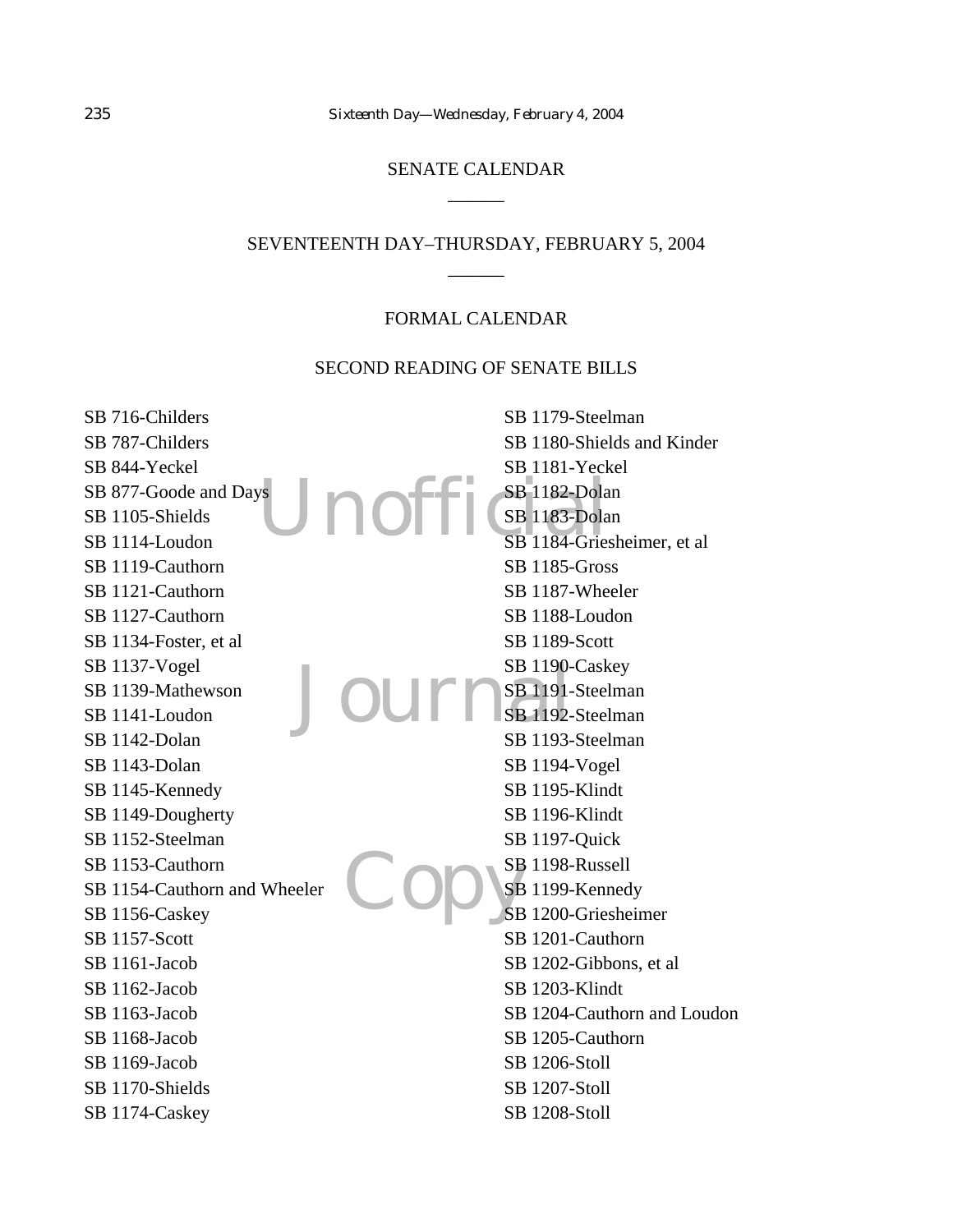## SENATE CALENDAR

______

## SEVENTEENTH DAY–THURSDAY, FEBRUARY 5, 2004

______

### FORMAL CALENDAR

### SECOND READING OF SENATE BILLS

SB 716-Childers
SB 787-Childers
SB 844-Yeckel
SB 877-Goode and Days
SB 1105-Shields
SB 1114-Loudon
SB 1119-Cauthorn
SB 1121-Cauthorn
SB 1127-Cauthorn
SB 1134-Foster, et al
SB 1137-Vogel
SB 1139-Mathewson
SB 1141-Loudon
SB 1142-Dolan
SB 1143-Dolan
SB 1145-Kennedy
SB 1149-Dougherty
SB 1152-Steelman
SB 1153-Cauthorn
SB 1154-Cauthorn and Wheeler
SB 1156-Caskey
SB 1157-Scott
SB 1161-Jacob
SB 1162-Jacob
SB 1163-Jacob
SB 1168-Jacob
SB 1169-Jacob
SB 1170-Shields
SB 1174-Caskey
SB 1179-Steelman
SB 1180-Shields and Kinder
SB 1181-Yeckel
SB 1182-Dolan
SB 1183-Dolan
SB 1184-Griesheimer, et al
SB 1185-Gross
SB 1187-Wheeler
SB 1188-Loudon
SB 1189-Scott
SB 1190-Caskey
SB 1191-Steelman
SB 1192-Steelman
SB 1193-Steelman
SB 1194-Vogel
SB 1195-Klindt
SB 1196-Klindt
SB 1197-Quick
SB 1198-Russell
SB 1199-Kennedy
SB 1200-Griesheimer
SB 1201-Cauthorn
SB 1202-Gibbons, et al
SB 1203-Klindt
SB 1204-Cauthorn and Loudon
SB 1205-Cauthorn
SB 1206-Stoll
SB 1207-Stoll
SB 1208-Stoll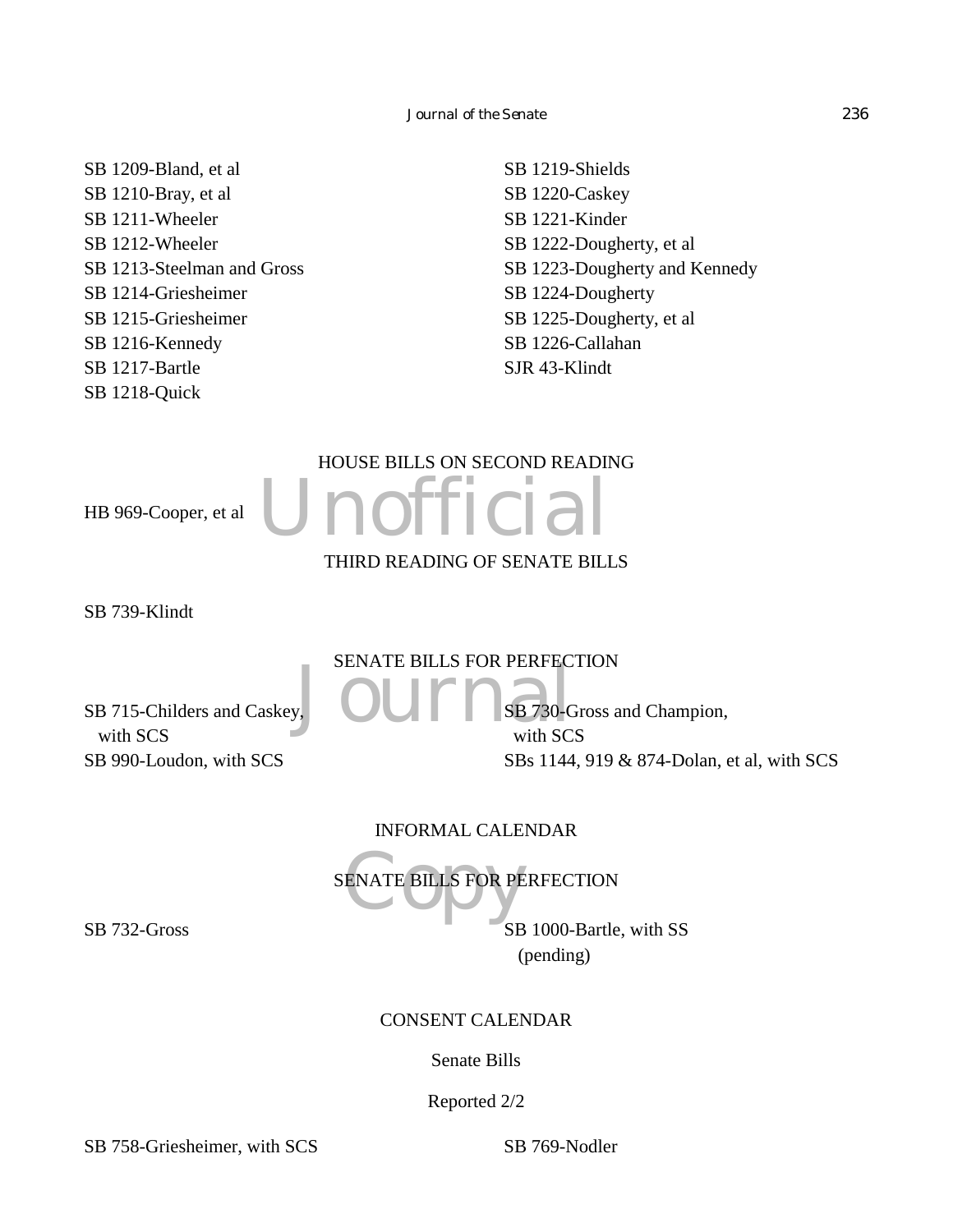SB 1209-Bland, et al
SB 1210-Bray, et al
SB 1211-Wheeler
SB 1212-Wheeler
SB 1213-Steelman and Gross
SB 1214-Griesheimer
SB 1215-Griesheimer
SB 1216-Kennedy
SB 1217-Bartle
SB 1218-Quick
SB 1219-Shields
SB 1220-Caskey
SB 1221-Kinder
SB 1222-Dougherty, et al
SB 1223-Dougherty and Kennedy
SB 1224-Dougherty
SB 1225-Dougherty, et al
SB 1226-Callahan
SJR 43-Klindt

## HOUSE BILLS ON SECOND READING

HB 969-Cooper, et al

## THIRD READING OF SENATE BILLS

SB 739-Klindt

## SENATE BILLS FOR PERFECTION

SB 715-Childers and Caskey, with SCS
SB 990-Loudon, with SCS
SB 730-Gross and Champion, with SCS
SBs 1144, 919 & 874-Dolan, et al, with SCS

## INFORMAL CALENDAR

## SENATE BILLS FOR PERFECTION

SB 732-Gross
SB 1000-Bartle, with SS (pending)

## CONSENT CALENDAR

### Senate Bills

Reported 2/2

SB 758-Griesheimer, with SCS
SB 769-Nodler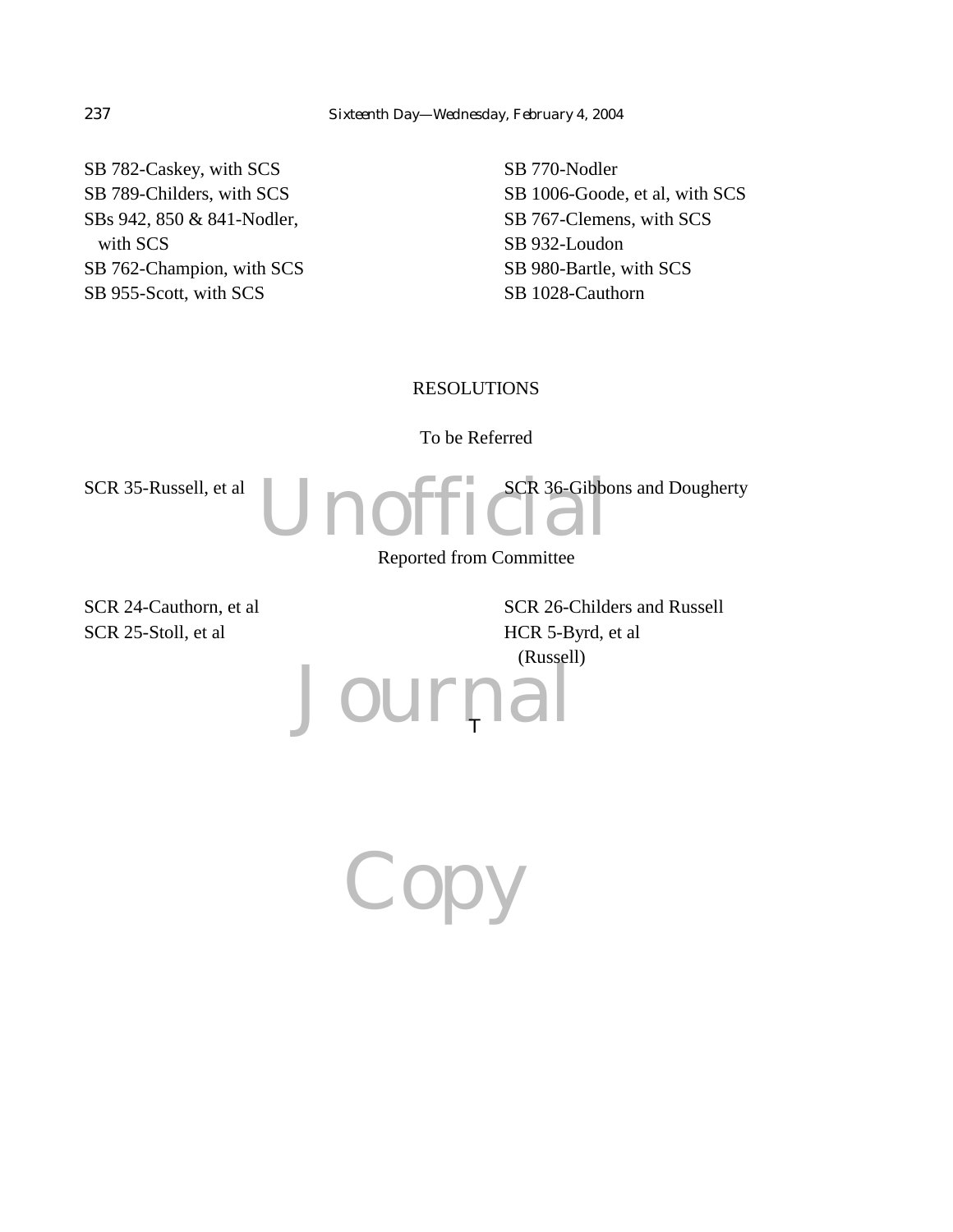SB 782-Caskey, with SCS
SB 789-Childers, with SCS
SBs 942, 850 & 841-Nodler, with SCS
SB 762-Champion, with SCS
SB 955-Scott, with SCS
SB 770-Nodler
SB 1006-Goode, et al, with SCS
SB 767-Clemens, with SCS
SB 932-Loudon
SB 980-Bartle, with SCS
SB 1028-Cauthorn

RESOLUTIONS

To be Referred

SCR 35-Russell, et al
SCR 36-Gibbons and Dougherty

Reported from Committee

SCR 24-Cauthorn, et al
SCR 25-Stoll, et al
SCR 26-Childers and Russell
HCR 5-Byrd, et al (Russell)

T